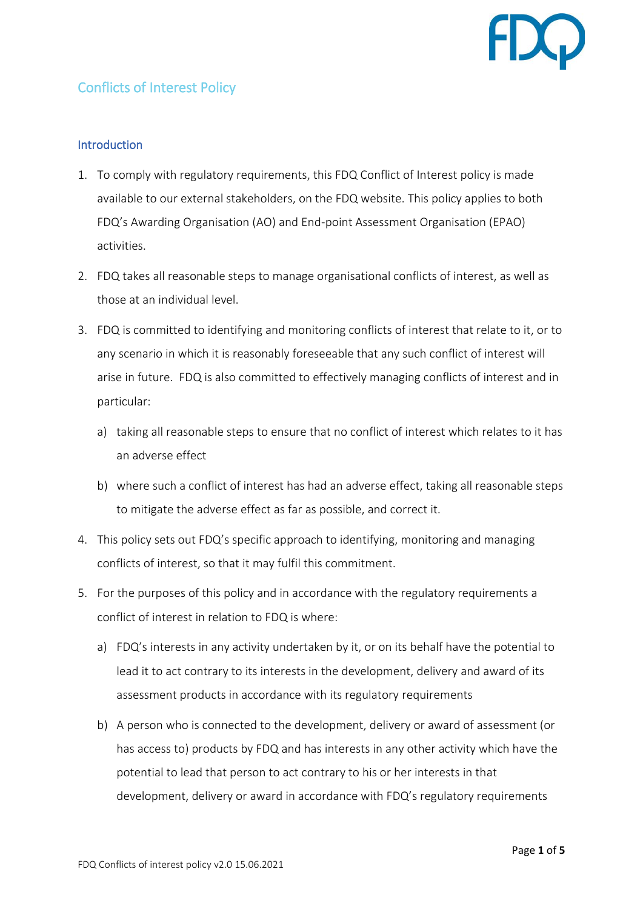# Conflicts of Interest Policy

## Introduction

1. To comply with regulatory requirements, this FDQ Conflict of Interest policy is made available to our external stakeholders, on the FDQ website. This policy applies to both FDQ's Awarding Organisation (AO) and End-point Assessment Organisation (EPAO) activities.

2. FDQ takes all reasonable steps to manage organisational conflicts of interest, as well as those at an individual level.

3. FDQ is committed to identifying and monitoring conflicts of interest that relate to it, or to any scenario in which it is reasonably foreseeable that any such conflict of interest will arise in future. FDQ is also committed to effectively managing conflicts of interest and in particular:

   a) taking all reasonable steps to ensure that no conflict of interest which relates to it has an adverse effect

   b) where such a conflict of interest has had an adverse effect, taking all reasonable steps to mitigate the adverse effect as far as possible, and correct it.

4. This policy sets out FDQ's specific approach to identifying, monitoring and managing conflicts of interest, so that it may fulfil this commitment.

5. For the purposes of this policy and in accordance with the regulatory requirements a conflict of interest in relation to FDQ is where:

   a) FDQ's interests in any activity undertaken by it, or on its behalf have the potential to lead it to act contrary to its interests in the development, delivery and award of its assessment products in accordance with its regulatory requirements

   b) A person who is connected to the development, delivery or award of assessment (or has access to) products by FDQ and has interests in any other activity which have the potential to lead that person to act contrary to his or her interests in that development, delivery or award in accordance with FDQ's regulatory requirements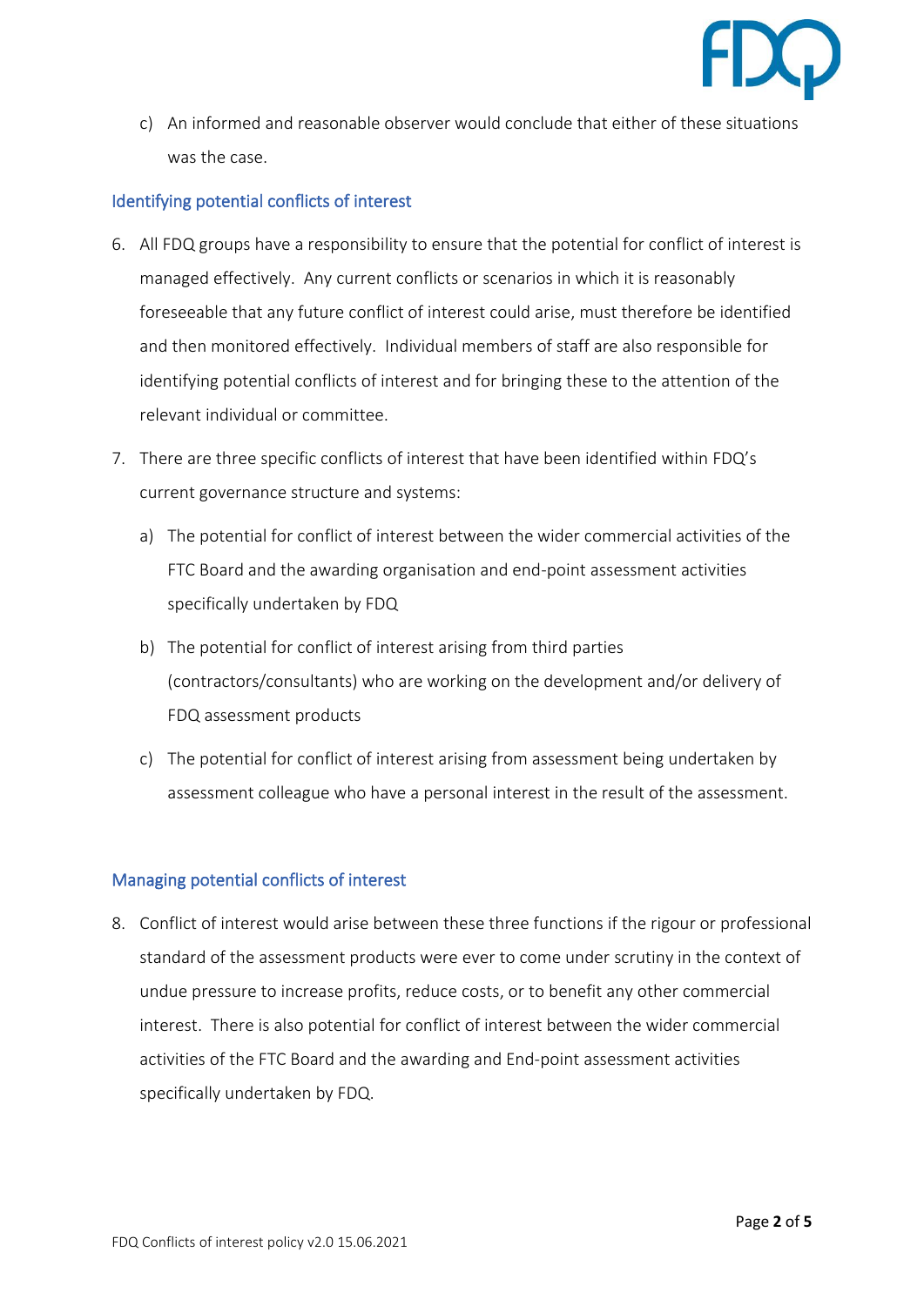c) An informed and reasonable observer would conclude that either of these situations was the case.

## Identifying potential conflicts of interest

6. All FDQ groups have a responsibility to ensure that the potential for conflict of interest is managed effectively. Any current conflicts or scenarios in which it is reasonably foreseeable that any future conflict of interest could arise, must therefore be identified and then monitored effectively. Individual members of staff are also responsible for identifying potential conflicts of interest and for bringing these to the attention of the relevant individual or committee.

7. There are three specific conflicts of interest that have been identified within FDQ's current governance structure and systems:

   a) The potential for conflict of interest between the wider commercial activities of the FTC Board and the awarding organisation and end-point assessment activities specifically undertaken by FDQ

   b) The potential for conflict of interest arising from third parties (contractors/consultants) who are working on the development and/or delivery of FDQ assessment products

   c) The potential for conflict of interest arising from assessment being undertaken by assessment colleague who have a personal interest in the result of the assessment.

## Managing potential conflicts of interest

8. Conflict of interest would arise between these three functions if the rigour or professional standard of the assessment products were ever to come under scrutiny in the context of undue pressure to increase profits, reduce costs, or to benefit any other commercial interest. There is also potential for conflict of interest between the wider commercial activities of the FTC Board and the awarding and End-point assessment activities specifically undertaken by FDQ.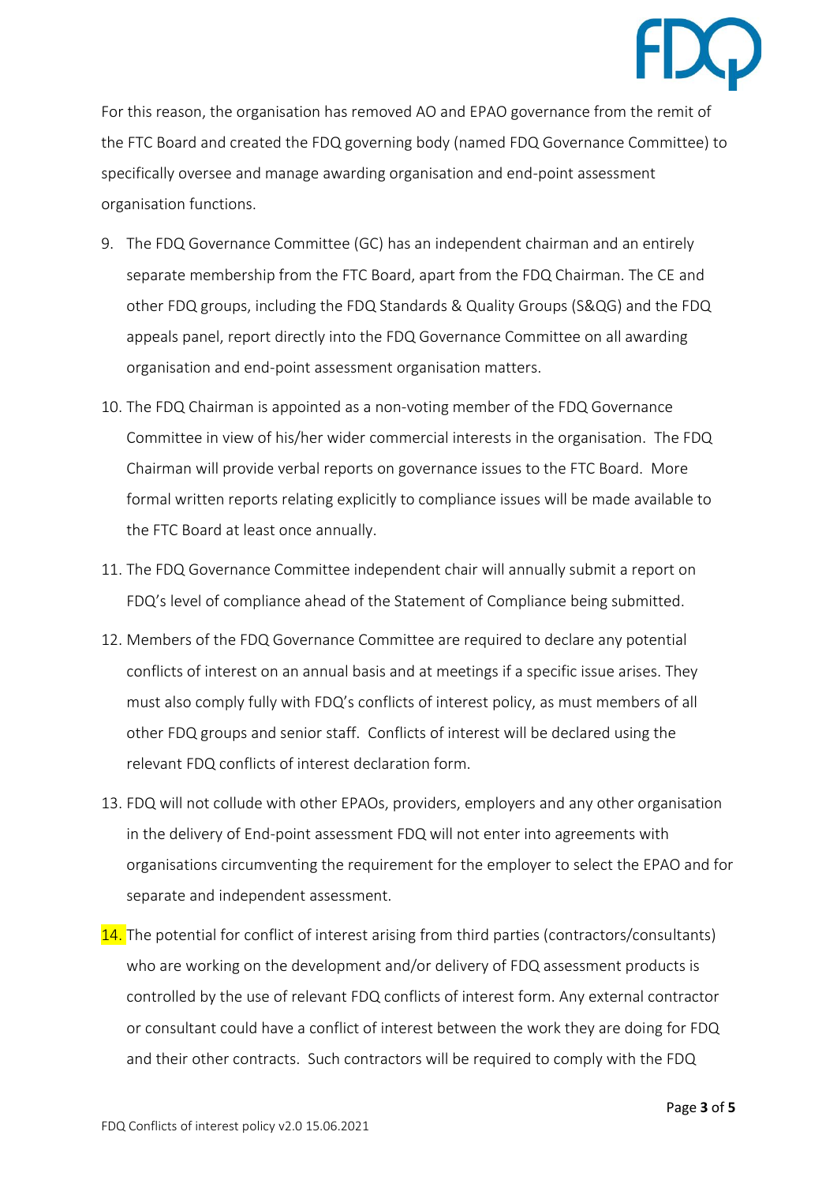For this reason, the organisation has removed AO and EPAO governance from the remit of the FTC Board and created the FDQ governing body (named FDQ Governance Committee) to specifically oversee and manage awarding organisation and end-point assessment organisation functions.

9. The FDQ Governance Committee (GC) has an independent chairman and an entirely separate membership from the FTC Board, apart from the FDQ Chairman. The CE and other FDQ groups, including the FDQ Standards & Quality Groups (S&QG) and the FDQ appeals panel, report directly into the FDQ Governance Committee on all awarding organisation and end-point assessment organisation matters.
10. The FDQ Chairman is appointed as a non-voting member of the FDQ Governance Committee in view of his/her wider commercial interests in the organisation. The FDQ Chairman will provide verbal reports on governance issues to the FTC Board. More formal written reports relating explicitly to compliance issues will be made available to the FTC Board at least once annually.
11. The FDQ Governance Committee independent chair will annually submit a report on FDQ's level of compliance ahead of the Statement of Compliance being submitted.
12. Members of the FDQ Governance Committee are required to declare any potential conflicts of interest on an annual basis and at meetings if a specific issue arises. They must also comply fully with FDQ's conflicts of interest policy, as must members of all other FDQ groups and senior staff. Conflicts of interest will be declared using the relevant FDQ conflicts of interest declaration form.
13. FDQ will not collude with other EPAOs, providers, employers and any other organisation in the delivery of End-point assessment FDQ will not enter into agreements with organisations circumventing the requirement for the employer to select the EPAO and for separate and independent assessment.
14. The potential for conflict of interest arising from third parties (contractors/consultants) who are working on the development and/or delivery of FDQ assessment products is controlled by the use of relevant FDQ conflicts of interest form. Any external contractor or consultant could have a conflict of interest between the work they are doing for FDQ and their other contracts. Such contractors will be required to comply with the FDQ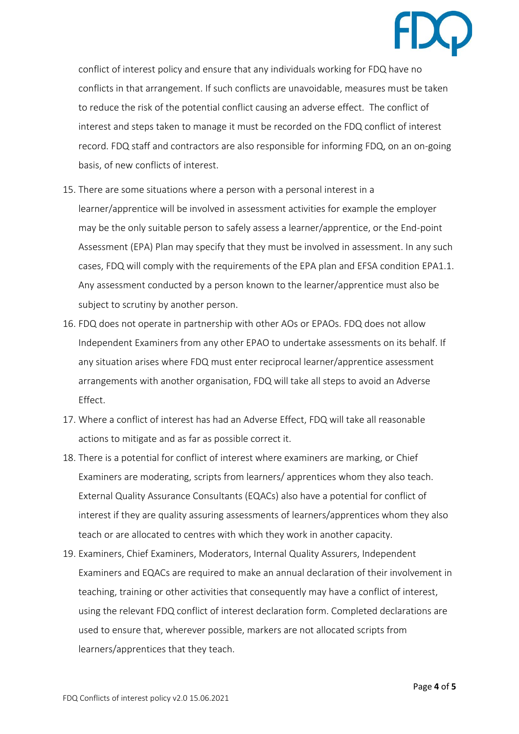conflict of interest policy and ensure that any individuals working for FDQ have no conflicts in that arrangement. If such conflicts are unavoidable, measures must be taken to reduce the risk of the potential conflict causing an adverse effect. The conflict of interest and steps taken to manage it must be recorded on the FDQ conflict of interest record. FDQ staff and contractors are also responsible for informing FDQ, on an on-going basis, of new conflicts of interest.

15. There are some situations where a person with a personal interest in a learner/apprentice will be involved in assessment activities for example the employer may be the only suitable person to safely assess a learner/apprentice, or the End-point Assessment (EPA) Plan may specify that they must be involved in assessment. In any such cases, FDQ will comply with the requirements of the EPA plan and EFSA condition EPA1.1. Any assessment conducted by a person known to the learner/apprentice must also be subject to scrutiny by another person.
16. FDQ does not operate in partnership with other AOs or EPAOs. FDQ does not allow Independent Examiners from any other EPAO to undertake assessments on its behalf. If any situation arises where FDQ must enter reciprocal learner/apprentice assessment arrangements with another organisation, FDQ will take all steps to avoid an Adverse Effect.
17. Where a conflict of interest has had an Adverse Effect, FDQ will take all reasonable actions to mitigate and as far as possible correct it.
18. There is a potential for conflict of interest where examiners are marking, or Chief Examiners are moderating, scripts from learners/ apprentices whom they also teach. External Quality Assurance Consultants (EQACs) also have a potential for conflict of interest if they are quality assuring assessments of learners/apprentices whom they also teach or are allocated to centres with which they work in another capacity.
19. Examiners, Chief Examiners, Moderators, Internal Quality Assurers, Independent Examiners and EQACs are required to make an annual declaration of their involvement in teaching, training or other activities that consequently may have a conflict of interest, using the relevant FDQ conflict of interest declaration form. Completed declarations are used to ensure that, wherever possible, markers are not allocated scripts from learners/apprentices that they teach.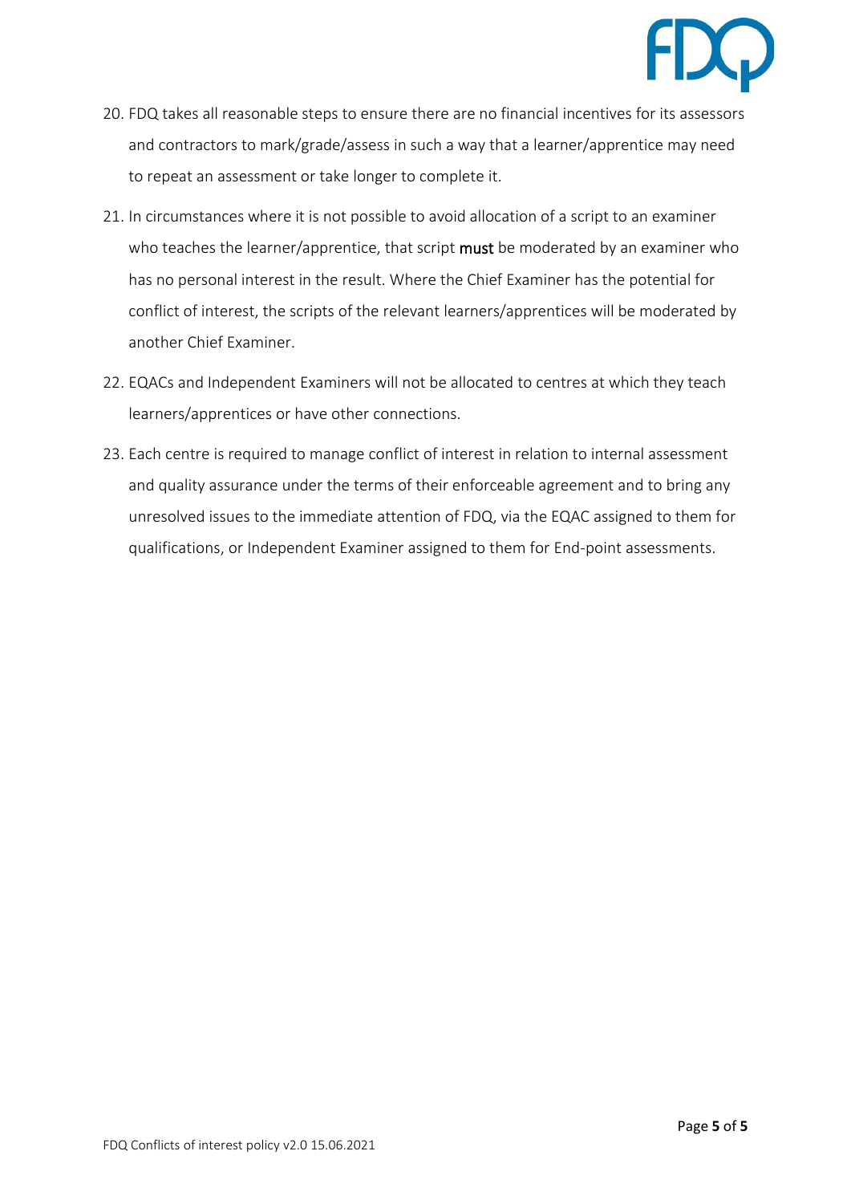20. FDQ takes all reasonable steps to ensure there are no financial incentives for its assessors and contractors to mark/grade/assess in such a way that a learner/apprentice may need to repeat an assessment or take longer to complete it.
21. In circumstances where it is not possible to avoid allocation of a script to an examiner who teaches the learner/apprentice, that script **must** be moderated by an examiner who has no personal interest in the result. Where the Chief Examiner has the potential for conflict of interest, the scripts of the relevant learners/apprentices will be moderated by another Chief Examiner.
22. EQACs and Independent Examiners will not be allocated to centres at which they teach learners/apprentices or have other connections.
23. Each centre is required to manage conflict of interest in relation to internal assessment and quality assurance under the terms of their enforceable agreement and to bring any unresolved issues to the immediate attention of FDQ, via the EQAC assigned to them for qualifications, or Independent Examiner assigned to them for End-point assessments.